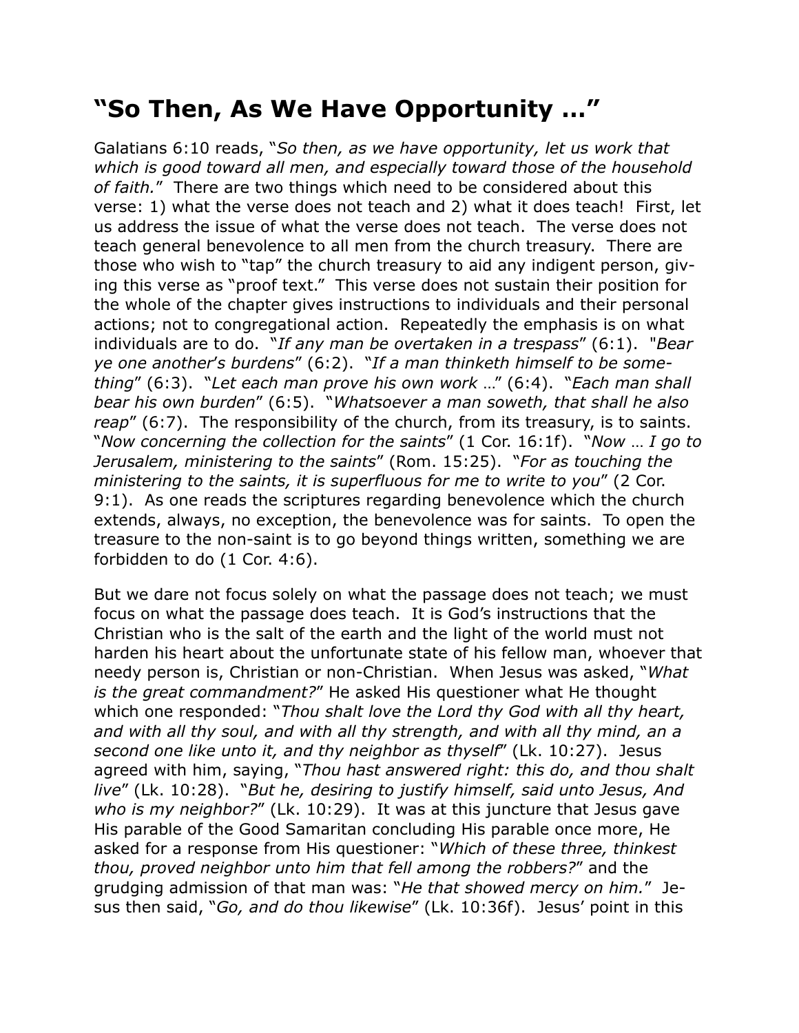# "So Then, As We Have Opportunity …"

Galatians 6:10 reads, "*So then, as we have opportunity, let us work that which is good toward all men, and especially toward those of the household of faith.*" There are two things which need to be considered about this verse: 1) what the verse does not teach and 2) what it does teach! First, let us address the issue of what the verse does not teach. The verse does not teach general benevolence to all men from the church treasury. There are those who wish to "tap" the church treasury to aid any indigent person, giving this verse as "proof text." This verse does not sustain their position for the whole of the chapter gives instructions to individuals and their personal actions; not to congregational action. Repeatedly the emphasis is on what individuals are to do. "*If any man be overtaken in a trespass*" (6:1). "*Bear ye one another's burdens*" (6:2). "*If a man thinketh himself to be something*" (6:3). "*Let each man prove his own work …*" (6:4). "*Each man shall bear his own burden*" (6:5). "*Whatsoever a man soweth, that shall he also reap*" (6:7). The responsibility of the church, from its treasury, is to saints. "*Now concerning the collection for the saints*" (1 Cor. 16:1f). "*Now … I go to Jerusalem, ministering to the saints*" (Rom. 15:25). "*For as touching the ministering to the saints, it is superfluous for me to write to you*" (2 Cor. 9:1). As one reads the scriptures regarding benevolence which the church extends, always, no exception, the benevolence was for saints. To open the treasure to the non-saint is to go beyond things written, something we are forbidden to do (1 Cor. 4:6).

But we dare not focus solely on what the passage does not teach; we must focus on what the passage does teach. It is God's instructions that the Christian who is the salt of the earth and the light of the world must not harden his heart about the unfortunate state of his fellow man, whoever that needy person is, Christian or non-Christian. When Jesus was asked, "*What is the great commandment?*" He asked His questioner what He thought which one responded: "*Thou shalt love the Lord thy God with all thy heart, and with all thy soul, and with all thy strength, and with all thy mind, an a second one like unto it, and thy neighbor as thyself*" (Lk. 10:27). Jesus agreed with him, saying, "*Thou hast answered right: this do, and thou shalt live*" (Lk. 10:28). "*But he, desiring to justify himself, said unto Jesus, And who is my neighbor?*" (Lk. 10:29). It was at this juncture that Jesus gave His parable of the Good Samaritan concluding His parable once more, He asked for a response from His questioner: "*Which of these three, thinkest thou, proved neighbor unto him that fell among the robbers?*" and the grudging admission of that man was: "*He that showed mercy on him.*" Jesus then said, "*Go, and do thou likewise*" (Lk. 10:36f). Jesus' point in this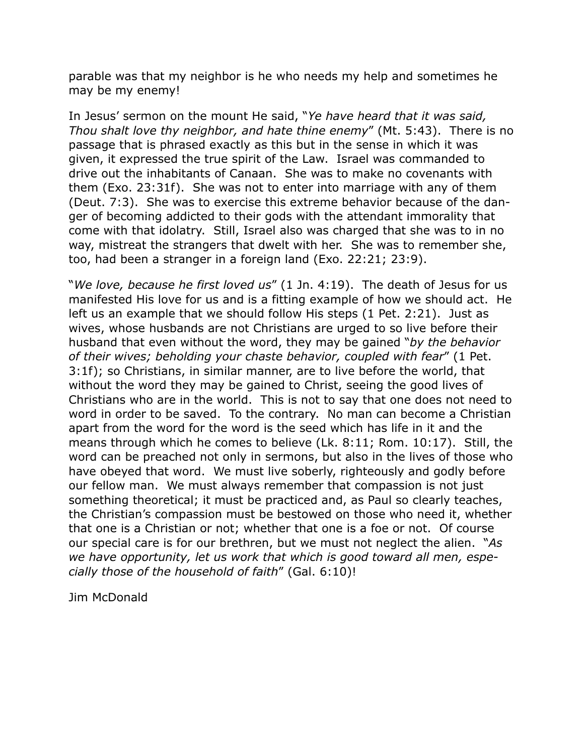parable was that my neighbor is he who needs my help and sometimes he may be my enemy!

In Jesus' sermon on the mount He said, "*Ye have heard that it was said, Thou shalt love thy neighbor, and hate thine enemy*" (Mt. 5:43). There is no passage that is phrased exactly as this but in the sense in which it was given, it expressed the true spirit of the Law. Israel was commanded to drive out the inhabitants of Canaan. She was to make no covenants with them (Exo. 23:31f). She was not to enter into marriage with any of them (Deut. 7:3). She was to exercise this extreme behavior because of the danger of becoming addicted to their gods with the attendant immorality that come with that idolatry. Still, Israel also was charged that she was to in no way, mistreat the strangers that dwelt with her. She was to remember she, too, had been a stranger in a foreign land (Exo. 22:21; 23:9).

"*We love, because he first loved us*" (1 Jn. 4:19). The death of Jesus for us manifested His love for us and is a fitting example of how we should act. He left us an example that we should follow His steps (1 Pet. 2:21). Just as wives, whose husbands are not Christians are urged to so live before their husband that even without the word, they may be gained "*by the behavior of their wives; beholding your chaste behavior, coupled with fear*" (1 Pet. 3:1f); so Christians, in similar manner, are to live before the world, that without the word they may be gained to Christ, seeing the good lives of Christians who are in the world. This is not to say that one does not need to word in order to be saved. To the contrary. No man can become a Christian apart from the word for the word is the seed which has life in it and the means through which he comes to believe (Lk. 8:11; Rom. 10:17). Still, the word can be preached not only in sermons, but also in the lives of those who have obeyed that word. We must live soberly, righteously and godly before our fellow man. We must always remember that compassion is not just something theoretical; it must be practiced and, as Paul so clearly teaches, the Christian's compassion must be bestowed on those who need it, whether that one is a Christian or not; whether that one is a foe or not. Of course our special care is for our brethren, but we must not neglect the alien. "*As we have opportunity, let us work that which is good toward all men, especially those of the household of faith*" (Gal. 6:10)!

Jim McDonald